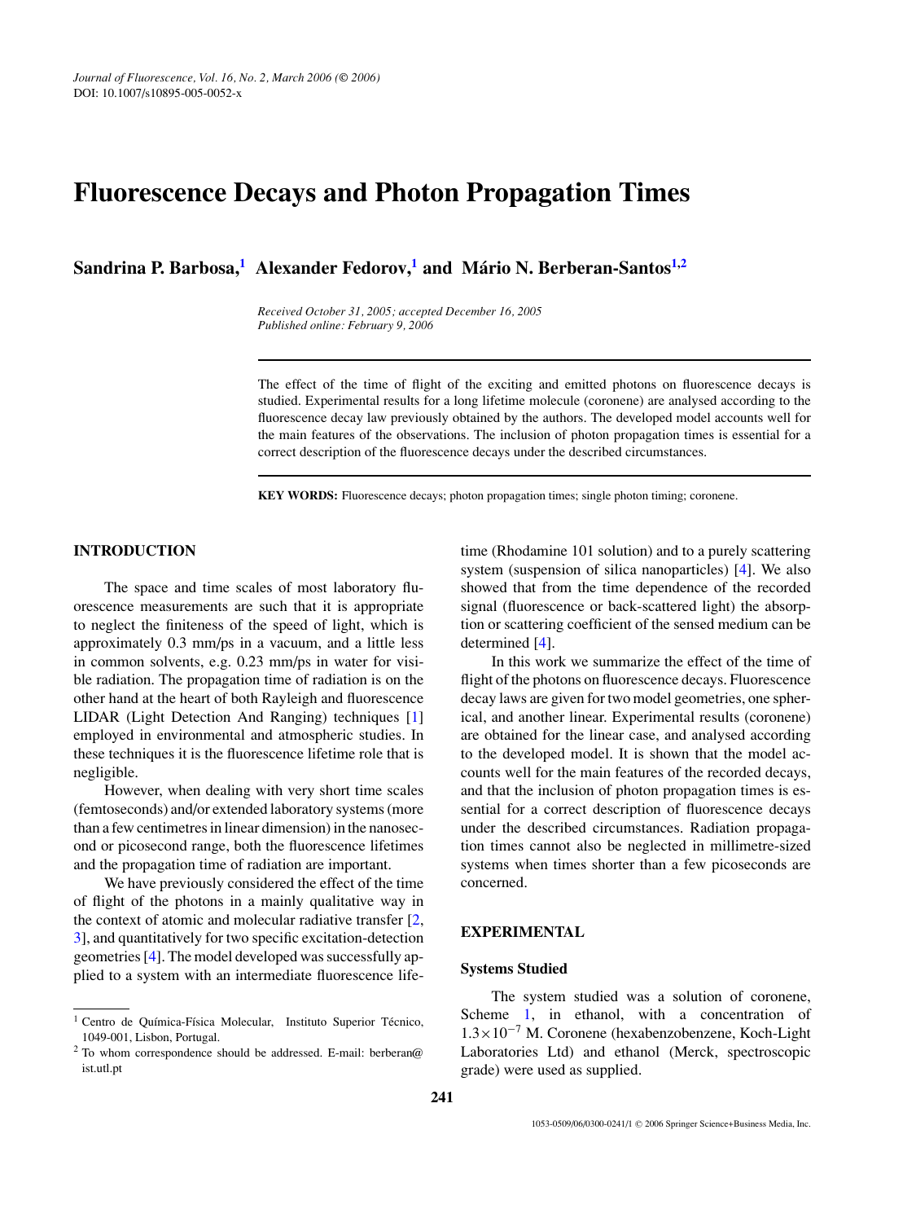# Fluorescence Decays and Photon Propagation Times

**Sandrina P. Barbosa,[1] Alexander Fedorov,[1] and Mário N. Berberan-Santos[1,2]**

*Received October 31, 2005; accepted December 16, 2005*
*Published online: February 9, 2006*

The effect of the time of flight of the exciting and emitted photons on fluorescence decays is studied. Experimental results for a long lifetime molecule (coronene) are analysed according to the fluorescence decay law previously obtained by the authors. The developed model accounts well for the main features of the observations. The inclusion of photon propagation times is essential for a correct description of the fluorescence decays under the described circumstances.

**KEY WORDS:** Fluorescence decays; photon propagation times; single photon timing; coronene.

## INTRODUCTION

The space and time scales of most laboratory fluorescence measurements are such that it is appropriate to neglect the finiteness of the speed of light, which is approximately 0.3 mm/ps in a vacuum, and a little less in common solvents, e.g. 0.23 mm/ps in water for visible radiation. The propagation time of radiation is on the other hand at the heart of both Rayleigh and fluorescence LIDAR (Light Detection And Ranging) techniques [1] employed in environmental and atmospheric studies. In these techniques it is the fluorescence lifetime role that is negligible.

However, when dealing with very short time scales (femtoseconds) and/or extended laboratory systems (more than a few centimetres in linear dimension) in the nanosecond or picosecond range, both the fluorescence lifetimes and the propagation time of radiation are important.

We have previously considered the effect of the time of flight of the photons in a mainly qualitative way in the context of atomic and molecular radiative transfer [2, 3], and quantitatively for two specific excitation-detection geometries [4]. The model developed was successfully applied to a system with an intermediate fluorescence lifetime (Rhodamine 101 solution) and to a purely scattering system (suspension of silica nanoparticles) [4]. We also showed that from the time dependence of the recorded signal (fluorescence or back-scattered light) the absorption or scattering coefficient of the sensed medium can be determined [4].

In this work we summarize the effect of the time of flight of the photons on fluorescence decays. Fluorescence decay laws are given for two model geometries, one spherical, and another linear. Experimental results (coronene) are obtained for the linear case, and analysed according to the developed model. It is shown that the model accounts well for the main features of the recorded decays, and that the inclusion of photon propagation times is essential for a correct description of fluorescence decays under the described circumstances. Radiation propagation times cannot also be neglected in millimetre-sized systems when times shorter than a few picoseconds are concerned.

## EXPERIMENTAL

### Systems Studied

The system studied was a solution of coronene, Scheme 1, in ethanol, with a concentration of $1.3\times10^{-7}$ M. Coronene (hexabenzobenzene, Koch-Light Laboratories Ltd) and ethanol (Merck, spectroscopic grade) were used as supplied.

---

[1] Centro de Química-Física Molecular, Instituto Superior Técnico, 1049-001, Lisbon, Portugal.

[2] To whom correspondence should be addressed. E-mail: berberan@ist.utl.pt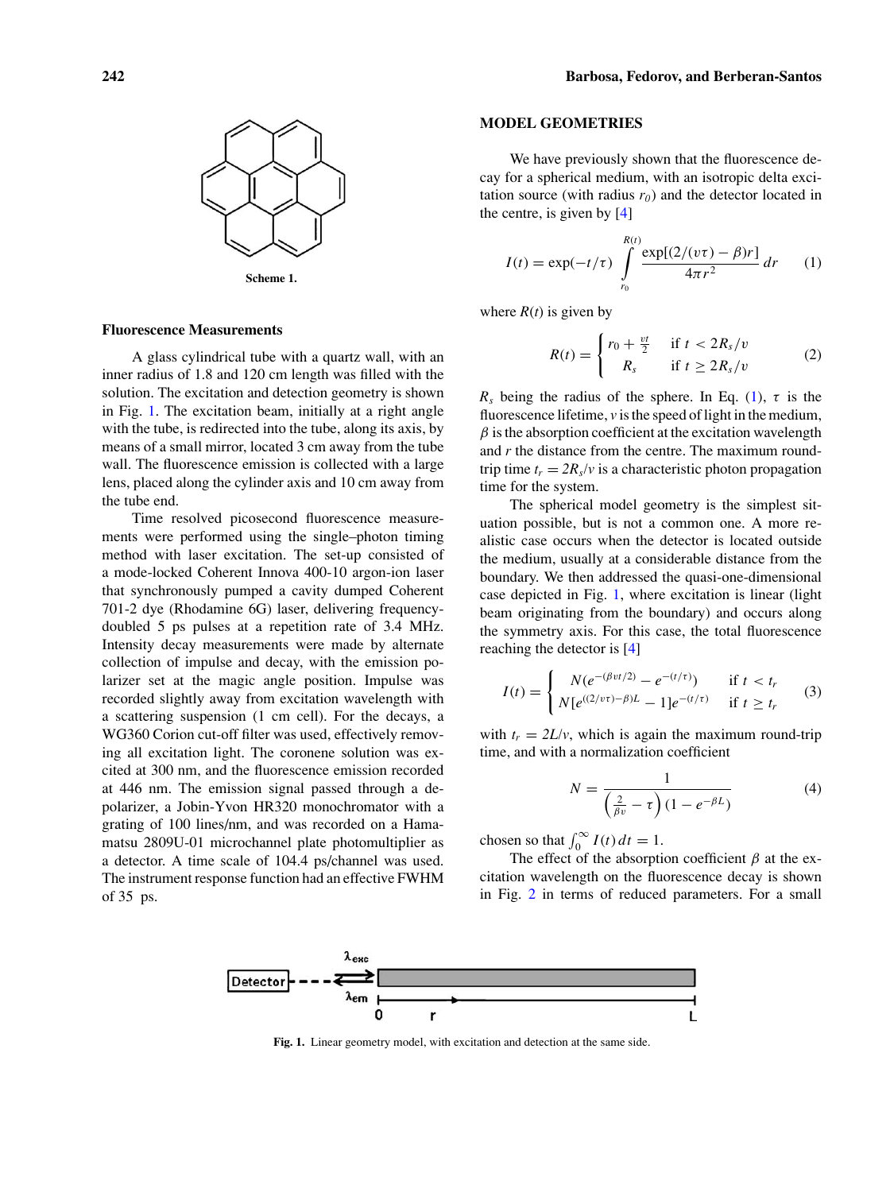Scheme 1.

### Fluorescence Measurements

A glass cylindrical tube with a quartz wall, with an inner radius of 1.8 and 120 cm length was filled with the solution. The excitation and detection geometry is shown in Fig. 1. The excitation beam, initially at a right angle with the tube, is redirected into the tube, along its axis, by means of a small mirror, located 3 cm away from the tube wall. The fluorescence emission is collected with a large lens, placed along the cylinder axis and 10 cm away from the tube end.

Time resolved picosecond fluorescence measurements were performed using the single–photon timing method with laser excitation. The set-up consisted of a mode-locked Coherent Innova 400-10 argon-ion laser that synchronously pumped a cavity dumped Coherent 701-2 dye (Rhodamine 6G) laser, delivering frequency-doubled 5 ps pulses at a repetition rate of 3.4 MHz. Intensity decay measurements were made by alternate collection of impulse and decay, with the emission polarizer set at the magic angle position. Impulse was recorded slightly away from excitation wavelength with a scattering suspension (1 cm cell). For the decays, a WG360 Corion cut-off filter was used, effectively removing all excitation light. The coronene solution was excited at 300 nm, and the fluorescence emission recorded at 446 nm. The emission signal passed through a depolarizer, a Jobin-Yvon HR320 monochromator with a grating of 100 lines/nm, and was recorded on a Hamamatsu 2809U-01 microchannel plate photomultiplier as a detector. A time scale of 104.4 ps/channel was used. The instrument response function had an effective FWHM of 35 ps.

## MODEL GEOMETRIES

We have previously shown that the fluorescence decay for a spherical medium, with an isotropic delta excitation source (with radius $r_0$) and the detector located in the centre, is given by [4]

$$I(t) = \exp(-t/\tau) \int_{r_0}^{R(t)} \frac{\exp[(2/(v\tau) - \beta)r]}{4\pi r^2}\, dr \qquad (1)$$

where $R(t)$ is given by

$$R(t) = \begin{cases} r_0 + \frac{vt}{2} & \text{if } t < 2R_s/v \\ R_s & \text{if } t \geq 2R_s/v \end{cases} \qquad (2)$$

$R_s$ being the radius of the sphere. In Eq. (1), $\tau$ is the fluorescence lifetime, $v$ is the speed of light in the medium, $\beta$ is the absorption coefficient at the excitation wavelength and $r$ the distance from the centre. The maximum round-trip time $t_r = 2R_s/v$ is a characteristic photon propagation time for the system.

The spherical model geometry is the simplest situation possible, but is not a common one. A more realistic case occurs when the detector is located outside the medium, usually at a considerable distance from the boundary. We then addressed the quasi-one-dimensional case depicted in Fig. 1, where excitation is linear (light beam originating from the boundary) and occurs along the symmetry axis. For this case, the total fluorescence reaching the detector is [4]

$$I(t) = \begin{cases} N(e^{-(\beta v t/2)} - e^{-(t/\tau)}) & \text{if } t < t_r \\ N[e^{((2/v\tau)-\beta)L} - 1]e^{-(t/\tau)} & \text{if } t \geq t_r \end{cases} \qquad (3)$$

with $t_r = 2L/v$, which is again the maximum round-trip time, and with a normalization coefficient

$$N = \frac{1}{\left(\frac{2}{\beta v} - \tau\right)(1 - e^{-\beta L})} \qquad (4)$$

chosen so that $\int_0^\infty I(t)\, dt = 1$.

The effect of the absorption coefficient $\beta$ at the excitation wavelength on the fluorescence decay is shown in Fig. 2 in terms of reduced parameters. For a small

Fig. 1. Linear geometry model, with excitation and detection at the same side.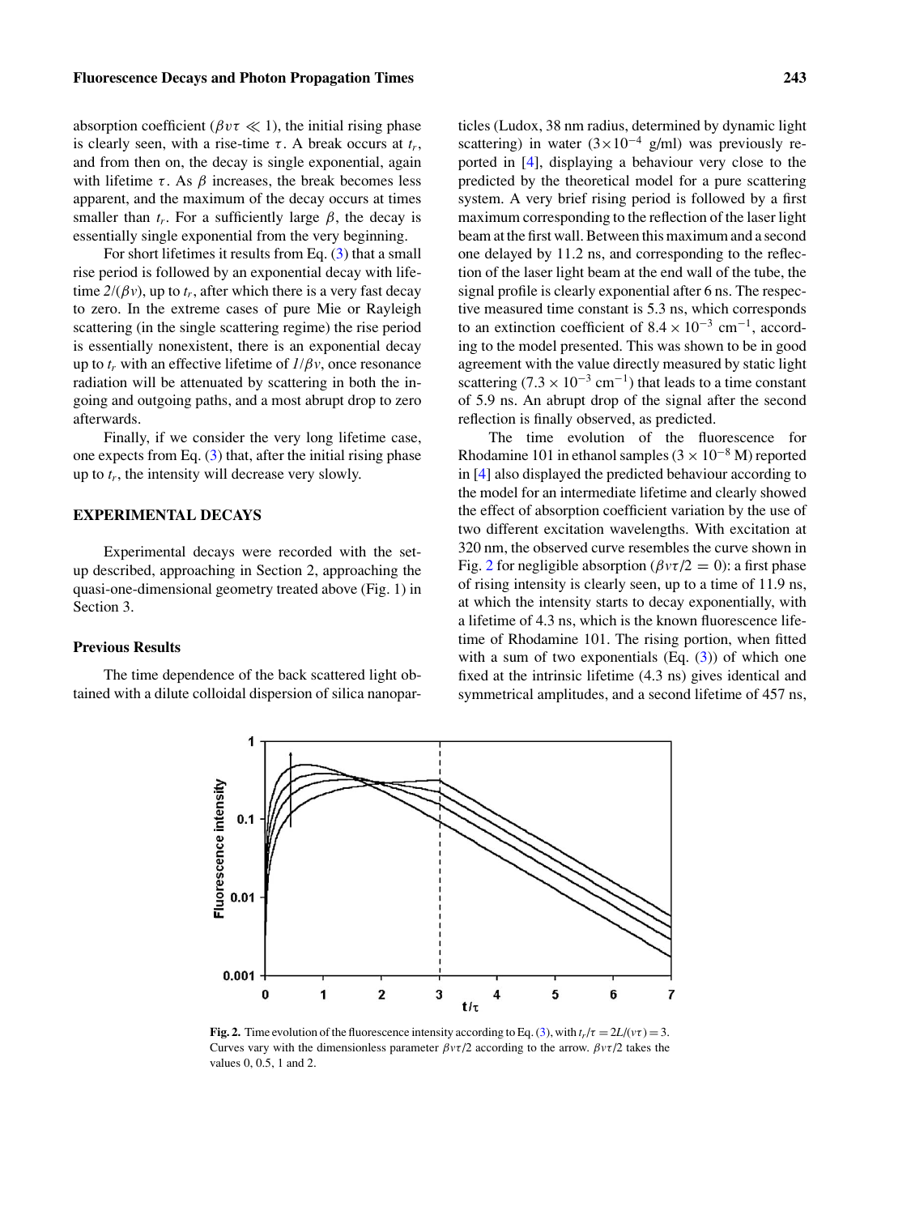absorption coefficient ($\beta v\tau \ll 1$), the initial rising phase is clearly seen, with a rise-time $\tau$. A break occurs at $t_r$, and from then on, the decay is single exponential, again with lifetime $\tau$. As $\beta$ increases, the break becomes less apparent, and the maximum of the decay occurs at times smaller than $t_r$. For a sufficiently large $\beta$, the decay is essentially single exponential from the very beginning.

For short lifetimes it results from Eq. (3) that a small rise period is followed by an exponential decay with lifetime $2/(\beta v)$, up to $t_r$, after which there is a very fast decay to zero. In the extreme cases of pure Mie or Rayleigh scattering (in the single scattering regime) the rise period is essentially nonexistent, there is an exponential decay up to $t_r$ with an effective lifetime of $1/\beta v$, once resonance radiation will be attenuated by scattering in both the ingoing and outgoing paths, and a most abrupt drop to zero afterwards.

Finally, if we consider the very long lifetime case, one expects from Eq. (3) that, after the initial rising phase up to $t_r$, the intensity will decrease very slowly.

## EXPERIMENTAL DECAYS

Experimental decays were recorded with the set-up described, approaching in Section 2, approaching the quasi-one-dimensional geometry treated above (Fig. 1) in Section 3.

### Previous Results

The time dependence of the back scattered light obtained with a dilute colloidal dispersion of silica nanoparticles (Ludox, 38 nm radius, determined by dynamic light scattering) in water ($3\times10^{-4}$ g/ml) was previously reported in [4], displaying a behaviour very close to the predicted by the theoretical model for a pure scattering system. A very brief rising period is followed by a first maximum corresponding to the reflection of the laser light beam at the first wall. Between this maximum and a second one delayed by 11.2 ns, and corresponding to the reflection of the laser light beam at the end wall of the tube, the signal profile is clearly exponential after 6 ns. The respective measured time constant is 5.3 ns, which corresponds to an extinction coefficient of $8.4 \times 10^{-3}$ cm$^{-1}$, according to the model presented. This was shown to be in good agreement with the value directly measured by static light scattering ($7.3 \times 10^{-3}$ cm$^{-1}$) that leads to a time constant of 5.9 ns. An abrupt drop of the signal after the second reflection is finally observed, as predicted.

The time evolution of the fluorescence for Rhodamine 101 in ethanol samples ($3 \times 10^{-8}$ M) reported in [4] also displayed the predicted behaviour according to the model for an intermediate lifetime and clearly showed the effect of absorption coefficient variation by the use of two different excitation wavelengths. With excitation at 320 nm, the observed curve resembles the curve shown in Fig. 2 for negligible absorption ($\beta v\tau/2 = 0$): a first phase of rising intensity is clearly seen, up to a time of 11.9 ns, at which the intensity starts to decay exponentially, with a lifetime of 4.3 ns, which is the known fluorescence lifetime of Rhodamine 101. The rising portion, when fitted with a sum of two exponentials (Eq. (3)) of which one fixed at the intrinsic lifetime (4.3 ns) gives identical and symmetrical amplitudes, and a second lifetime of 457 ns,

**Fig. 2.** Time evolution of the fluorescence intensity according to Eq. (3), with $t_r/\tau = 2L/(v\tau) = 3$. Curves vary with the dimensionless parameter $\beta v\tau/2$ according to the arrow. $\beta v\tau/2$ takes the values 0, 0.5, 1 and 2.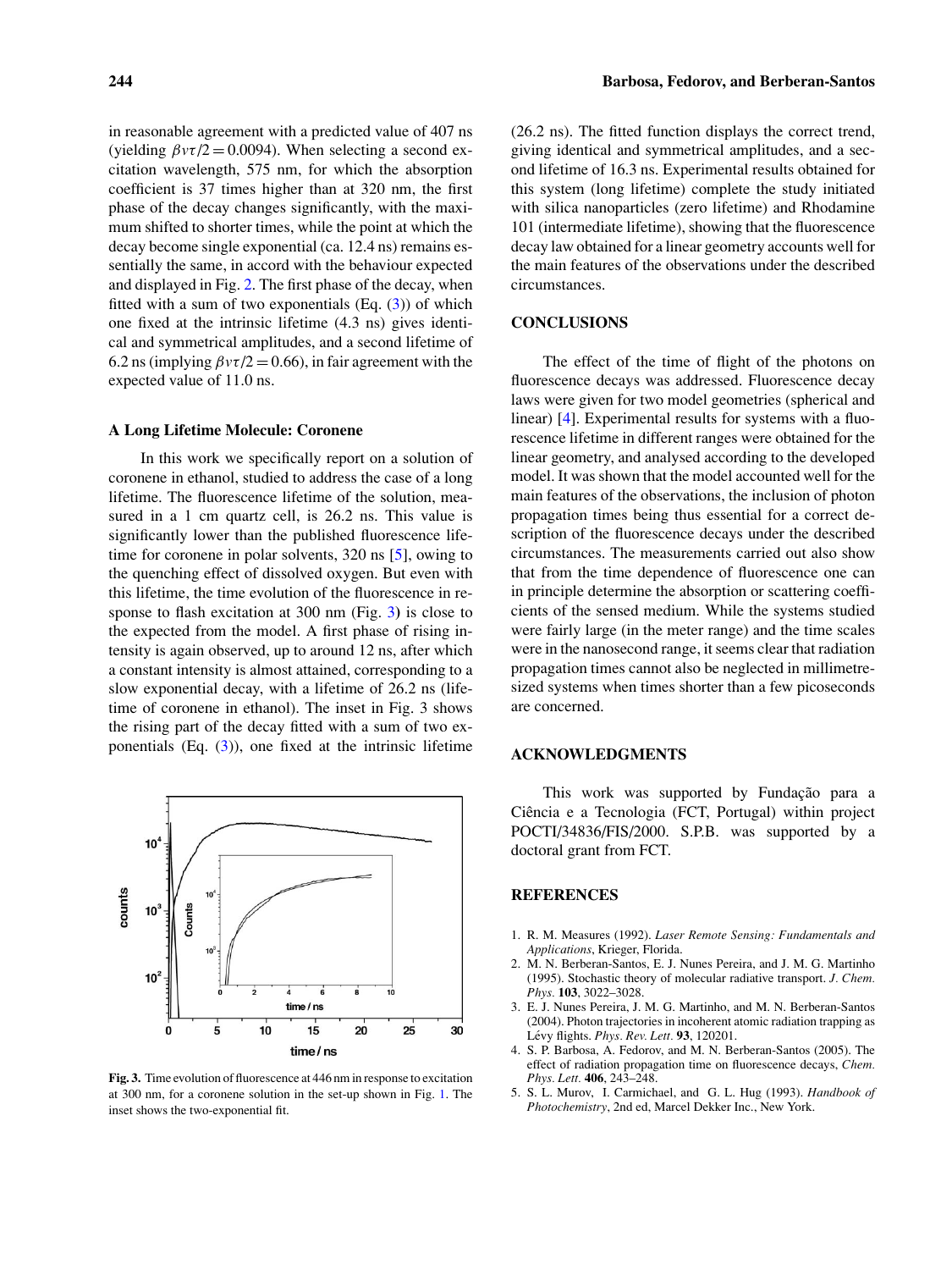in reasonable agreement with a predicted value of 407 ns (yielding $\beta v\tau/2 = 0.0094$). When selecting a second excitation wavelength, 575 nm, for which the absorption coefficient is 37 times higher than at 320 nm, the first phase of the decay changes significantly, with the maximum shifted to shorter times, while the point at which the decay become single exponential (ca. 12.4 ns) remains essentially the same, in accord with the behaviour expected and displayed in Fig. 2. The first phase of the decay, when fitted with a sum of two exponentials (Eq. (3)) of which one fixed at the intrinsic lifetime (4.3 ns) gives identical and symmetrical amplitudes, and a second lifetime of 6.2 ns (implying $\beta v\tau/2 = 0.66$), in fair agreement with the expected value of 11.0 ns.

### A Long Lifetime Molecule: Coronene

In this work we specifically report on a solution of coronene in ethanol, studied to address the case of a long lifetime. The fluorescence lifetime of the solution, measured in a 1 cm quartz cell, is 26.2 ns. This value is significantly lower than the published fluorescence lifetime for coronene in polar solvents, 320 ns [5], owing to the quenching effect of dissolved oxygen. But even with this lifetime, the time evolution of the fluorescence in response to flash excitation at 300 nm (Fig. 3) is close to the expected from the model. A first phase of rising intensity is again observed, up to around 12 ns, after which a constant intensity is almost attained, corresponding to a slow exponential decay, with a lifetime of 26.2 ns (lifetime of coronene in ethanol). The inset in Fig. 3 shows the rising part of the decay fitted with a sum of two exponentials (Eq. (3)), one fixed at the intrinsic lifetime (26.2 ns). The fitted function displays the correct trend, giving identical and symmetrical amplitudes, and a second lifetime of 16.3 ns. Experimental results obtained for this system (long lifetime) complete the study initiated with silica nanoparticles (zero lifetime) and Rhodamine 101 (intermediate lifetime), showing that the fluorescence decay law obtained for a linear geometry accounts well for the main features of the observations under the described circumstances.

counts
$10^4$
$10^3$
$10^2$
0 5 10 15 20 25 30
time / ns

Counts
$10^4$
$10^3$
0 2 4 6 8 10
time / ns

**Fig. 3.** Time evolution of fluorescence at 446 nm in response to excitation at 300 nm, for a coronene solution in the set-up shown in Fig. 1. The inset shows the two-exponential fit.

## CONCLUSIONS

The effect of the time of flight of the photons on fluorescence decays was addressed. Fluorescence decay laws were given for two model geometries (spherical and linear) [4]. Experimental results for systems with a fluorescence lifetime in different ranges were obtained for the linear geometry, and analysed according to the developed model. It was shown that the model accounted well for the main features of the observations, the inclusion of photon propagation times being thus essential for a correct description of the fluorescence decays under the described circumstances. The measurements carried out also show that from the time dependence of fluorescence one can in principle determine the absorption or scattering coefficients of the sensed medium. While the systems studied were fairly large (in the meter range) and the time scales were in the nanosecond range, it seems clear that radiation propagation times cannot also be neglected in millimetre-sized systems when times shorter than a few picoseconds are concerned.

## ACKNOWLEDGMENTS

This work was supported by Fundação para a Ciência e a Tecnologia (FCT, Portugal) within project POCTI/34836/FIS/2000. S.P.B. was supported by a doctoral grant from FCT.

## REFERENCES

1. R. M. Measures (1992). *Laser Remote Sensing: Fundamentals and Applications*, Krieger, Florida.
2. M. N. Berberan-Santos, E. J. Nunes Pereira, and J. M. G. Martinho (1995). Stochastic theory of molecular radiative transport. *J. Chem. Phys.* **103**, 3022–3028.
3. E. J. Nunes Pereira, J. M. G. Martinho, and M. N. Berberan-Santos (2004). Photon trajectories in incoherent atomic radiation trapping as Lévy flights. *Phys. Rev. Lett.* **93**, 120201.
4. S. P. Barbosa, A. Fedorov, and M. N. Berberan-Santos (2005). The effect of radiation propagation time on fluorescence decays, *Chem. Phys. Lett.* **406**, 243–248.
5. S. L. Murov, I. Carmichael, and G. L. Hug (1993). *Handbook of Photochemistry*, 2nd ed, Marcel Dekker Inc., New York.